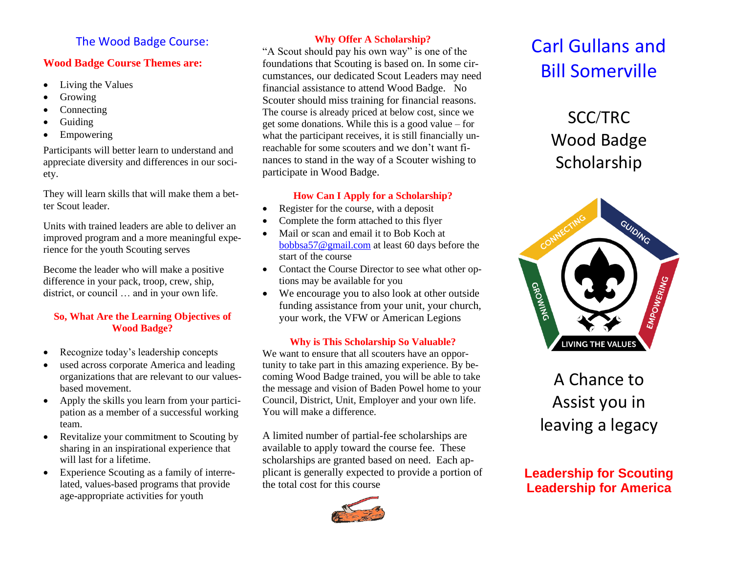## The Wood Badge Course:

### Wood Badge Course Themes are:

- Living the Values
- Growing
- Connecting
- Guiding
- Empowering

Participants will better learn to understand and appreciate diversity and differences in our society.

They will learn skills that will make them a better Scout leader.

Units with trained leaders are able to deliver an improved program and a more meaningful experience for the youth Scouting serves

Become the leader who will make a positive difference in your pack, troop, crew, ship, district, or council … and in your own life.

### So, What Are the Learning Objectives of Wood Badge?

- Recognize today's leadership concepts
- used across corporate America and leading organizations that are relevant to our values-based movement.
- Apply the skills you learn from your participation as a member of a successful working team.
- Revitalize your commitment to Scouting by sharing in an inspirational experience that will last for a lifetime.
- Experience Scouting as a family of interrelated, values-based programs that provide age-appropriate activities for youth

### Why Offer A Scholarship?

"A Scout should pay his own way" is one of the foundations that Scouting is based on. In some circumstances, our dedicated Scout Leaders may need financial assistance to attend Wood Badge. No Scouter should miss training for financial reasons. The course is already priced at below cost, since we get some donations. While this is a good value – for what the participant receives, it is still financially unreachable for some scouters and we don't want finances to stand in the way of a Scouter wishing to participate in Wood Badge.

### How Can I Apply for a Scholarship?

- Register for the course, with a deposit
- Complete the form attached to this flyer
- Mail or scan and email it to Bob Koch at bobbsa57@gmail.com at least 60 days before the start of the course
- Contact the Course Director to see what other options may be available for you
- We encourage you to also look at other outside funding assistance from your unit, your church, your work, the VFW or American Legions

### Why is This Scholarship So Valuable?

We want to ensure that all scouters have an opportunity to take part in this amazing experience. By becoming Wood Badge trained, you will be able to take the message and vision of Baden Powel home to your Council, District, Unit, Employer and your own life. You will make a difference.

A limited number of partial-fee scholarships are available to apply toward the course fee. These scholarships are granted based on need. Each applicant is generally expected to provide a portion of the total cost for this course

# Carl Gullans and Bill Somerville

## SCC/TRC Wood Badge Scholarship

## A Chance to Assist you in leaving a legacy

**Leadership for Scouting**
**Leadership for America**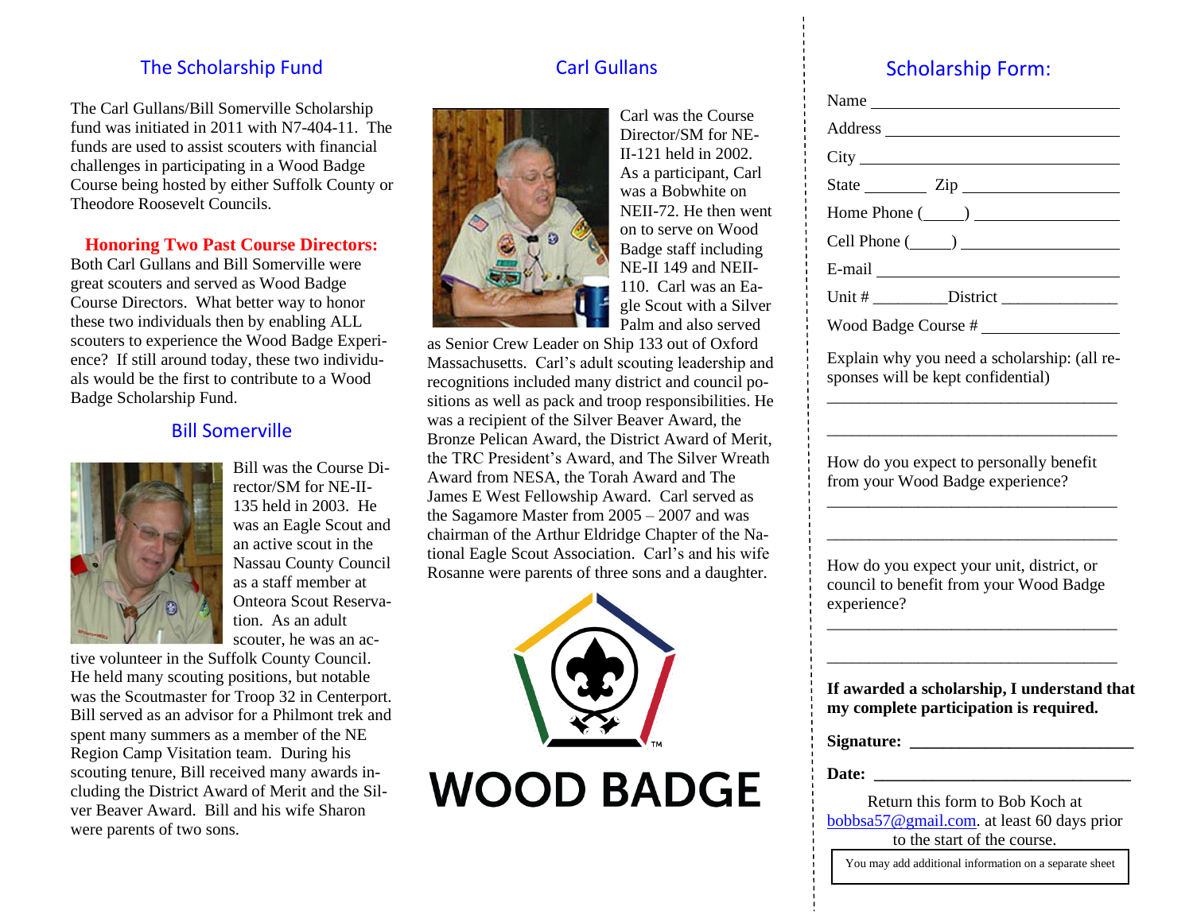## The Scholarship Fund

The Carl Gullans/Bill Somerville Scholarship fund was initiated in 2011 with N7-404-11. The funds are used to assist scouters with financial challenges in participating in a Wood Badge Course being hosted by either Suffolk County or Theodore Roosevelt Councils.

**Honoring Two Past Course Directors:**

Both Carl Gullans and Bill Somerville were great scouters and served as Wood Badge Course Directors. What better way to honor these two individuals then by enabling ALL scouters to experience the Wood Badge Experience? If still around today, these two individuals would be the first to contribute to a Wood Badge Scholarship Fund.

## Bill Somerville

Bill was the Course Director/SM for NE-II-135 held in 2003. He was an Eagle Scout and an active scout in the Nassau County Council as a staff member at Onteora Scout Reservation. As an adult scouter, he was an active volunteer in the Suffolk County Council. He held many scouting positions, but notable was the Scoutmaster for Troop 32 in Centerport. Bill served as an advisor for a Philmont trek and spent many summers as a member of the NE Region Camp Visitation team. During his scouting tenure, Bill received many awards including the District Award of Merit and the Silver Beaver Award. Bill and his wife Sharon were parents of two sons.

## Carl Gullans

Carl was the Course Director/SM for NE-II-121 held in 2002. As a participant, Carl was a Bobwhite on NEII-72. He then went on to serve on Wood Badge staff including NE-II 149 and NEII-110. Carl was an Eagle Scout with a Silver Palm and also served as Senior Crew Leader on Ship 133 out of Oxford Massachusetts. Carl's adult scouting leadership and recognitions included many district and council positions as well as pack and troop responsibilities. He was a recipient of the Silver Beaver Award, the Bronze Pelican Award, the District Award of Merit, the TRC President's Award, and The Silver Wreath Award from NESA, the Torah Award and The James E West Fellowship Award. Carl served as the Sagamore Master from 2005 – 2007 and was chairman of the Arthur Eldridge Chapter of the National Eagle Scout Association. Carl's and his wife Rosanne were parents of three sons and a daughter.

WOOD BADGE

## Scholarship Form:

Name ______________________________

Address ____________________________

City _______________________________

State _______ Zip ___________________

Home Phone (_____) _________________

Cell Phone (_____) __________________

E-mail _____________________________

Unit # _________District _____________

Wood Badge Course # ________________

Explain why you need a scholarship: (all responses will be kept confidential)

___________________________________

___________________________________

How do you expect to personally benefit from your Wood Badge experience?

___________________________________

___________________________________

How do you expect your unit, district, or council to benefit from your Wood Badge experience?

___________________________________

___________________________________

**If awarded a scholarship, I understand that my complete participation is required.**

**Signature:** ___________________________

**Date:** ______________________________

Return this form to Bob Koch at bobbsa57@gmail.com. at least 60 days prior to the start of the course.

You may add additional information on a separate sheet